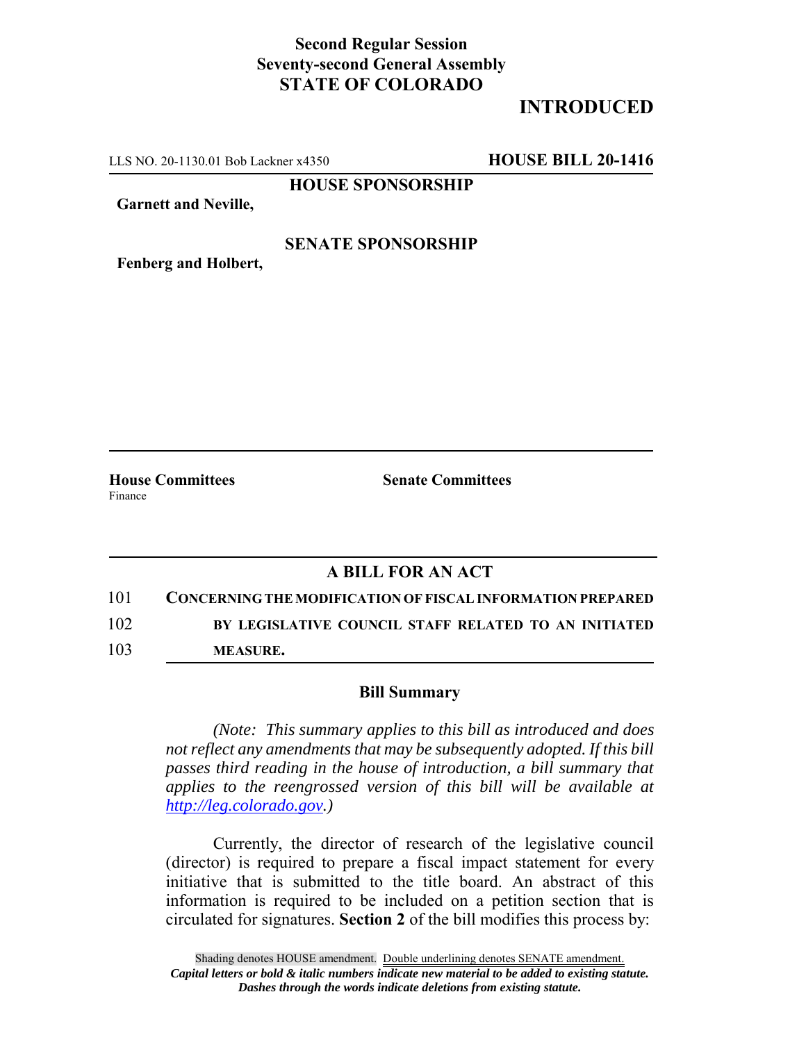**Second Regular Session**
**Seventy-second General Assembly**
**STATE OF COLORADO**

# INTRODUCED

LLS NO. 20-1130.01 Bob Lackner x4350 **HOUSE BILL 20-1416**

**HOUSE SPONSORSHIP**

**Garnett and Neville,**

**SENATE SPONSORSHIP**

**Fenberg and Holbert,**

**House Committees**
Finance

**Senate Committees**

## A BILL FOR AN ACT

101 **CONCERNING THE MODIFICATION OF FISCAL INFORMATION PREPARED**
102 **BY LEGISLATIVE COUNCIL STAFF RELATED TO AN INITIATED**
103 **MEASURE.**

### Bill Summary

*(Note: This summary applies to this bill as introduced and does not reflect any amendments that may be subsequently adopted. If this bill passes third reading in the house of introduction, a bill summary that applies to the reengrossed version of this bill will be available at http://leg.colorado.gov.)*

Currently, the director of research of the legislative council (director) is required to prepare a fiscal impact statement for every initiative that is submitted to the title board. An abstract of this information is required to be included on a petition section that is circulated for signatures. **Section 2** of the bill modifies this process by:

Shading denotes HOUSE amendment. Double underlining denotes SENATE amendment.
*Capital letters or bold & italic numbers indicate new material to be added to existing statute.*
*Dashes through the words indicate deletions from existing statute.*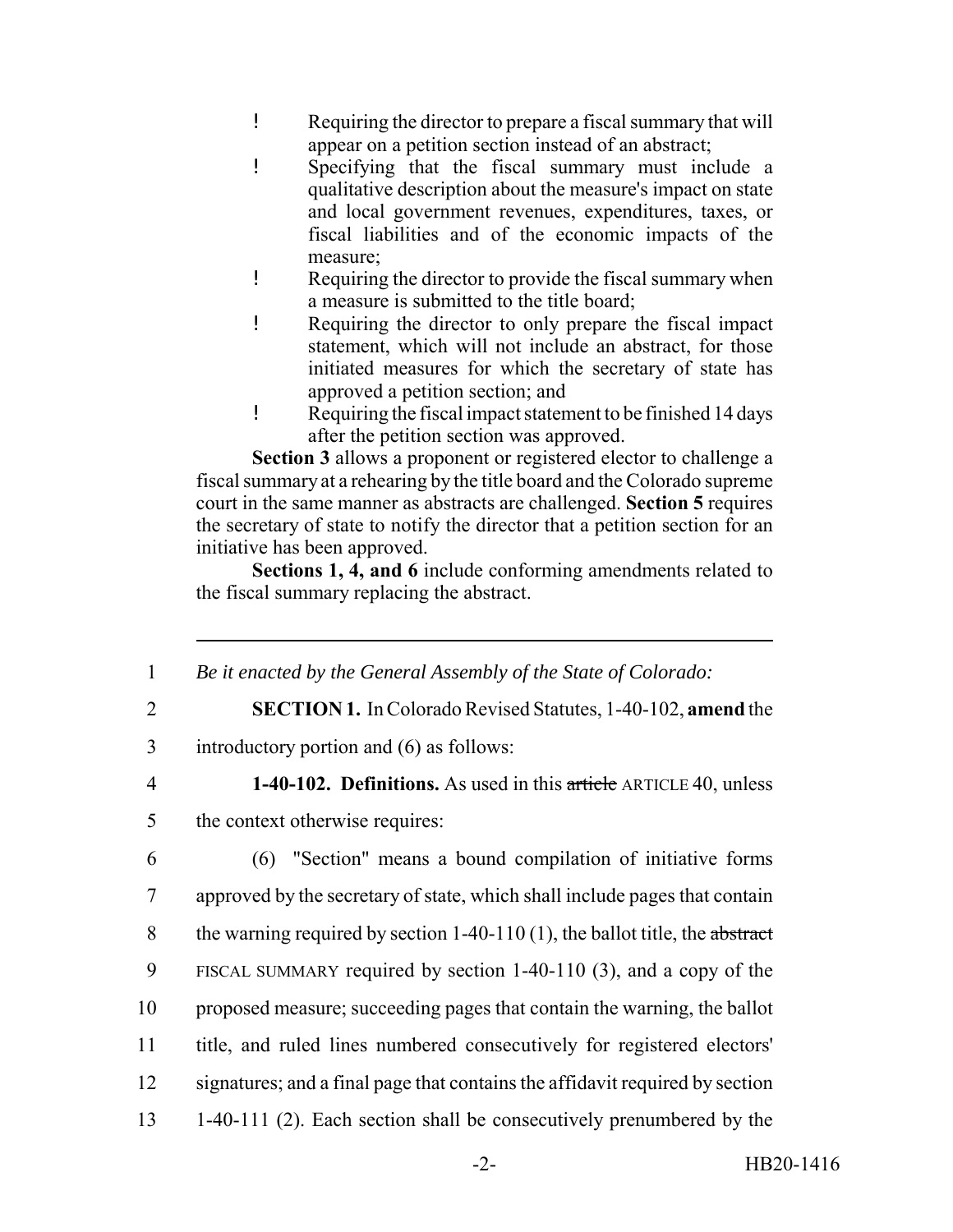- Requiring the director to prepare a fiscal summary that will appear on a petition section instead of an abstract;
- Specifying that the fiscal summary must include a qualitative description about the measure's impact on state and local government revenues, expenditures, taxes, or fiscal liabilities and of the economic impacts of the measure;
- Requiring the director to provide the fiscal summary when a measure is submitted to the title board;
- Requiring the director to only prepare the fiscal impact statement, which will not include an abstract, for those initiated measures for which the secretary of state has approved a petition section; and
- Requiring the fiscal impact statement to be finished 14 days after the petition section was approved.

**Section 3** allows a proponent or registered elector to challenge a fiscal summary at a rehearing by the title board and the Colorado supreme court in the same manner as abstracts are challenged. **Section 5** requires the secretary of state to notify the director that a petition section for an initiative has been approved.

**Sections 1, 4, and 6** include conforming amendments related to the fiscal summary replacing the abstract.

---

1 *Be it enacted by the General Assembly of the State of Colorado:*

2 **SECTION 1.** In Colorado Revised Statutes, 1-40-102, **amend** the
3 introductory portion and (6) as follows:

4 **1-40-102. Definitions.** As used in this ~~article~~ ARTICLE 40, unless
5 the context otherwise requires:

6 (6) "Section" means a bound compilation of initiative forms
7 approved by the secretary of state, which shall include pages that contain
8 the warning required by section 1-40-110 (1), the ballot title, the ~~abstract~~
9 FISCAL SUMMARY required by section 1-40-110 (3), and a copy of the
10 proposed measure; succeeding pages that contain the warning, the ballot
11 title, and ruled lines numbered consecutively for registered electors'
12 signatures; and a final page that contains the affidavit required by section
13 1-40-111 (2). Each section shall be consecutively prenumbered by the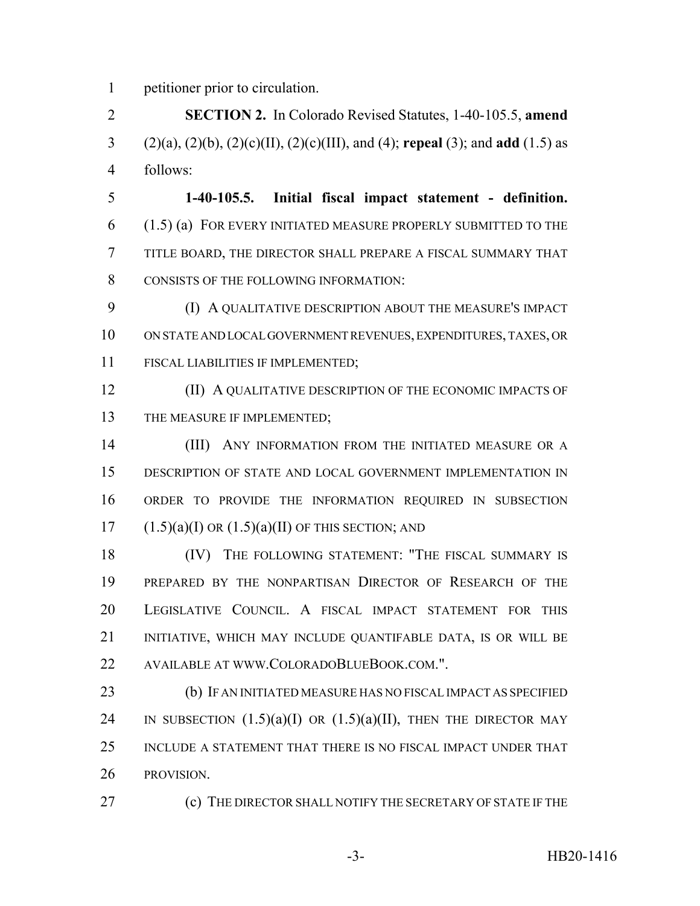petitioner prior to circulation.

**SECTION 2.** In Colorado Revised Statutes, 1-40-105.5, **amend** (2)(a), (2)(b), (2)(c)(II), (2)(c)(III), and (4); **repeal** (3); and **add** (1.5) as follows:

**1-40-105.5. Initial fiscal impact statement - definition.** (1.5) (a) FOR EVERY INITIATED MEASURE PROPERLY SUBMITTED TO THE TITLE BOARD, THE DIRECTOR SHALL PREPARE A FISCAL SUMMARY THAT CONSISTS OF THE FOLLOWING INFORMATION:

(I) A QUALITATIVE DESCRIPTION ABOUT THE MEASURE'S IMPACT ON STATE AND LOCAL GOVERNMENT REVENUES, EXPENDITURES, TAXES, OR FISCAL LIABILITIES IF IMPLEMENTED;

(II) A QUALITATIVE DESCRIPTION OF THE ECONOMIC IMPACTS OF THE MEASURE IF IMPLEMENTED;

(III) ANY INFORMATION FROM THE INITIATED MEASURE OR A DESCRIPTION OF STATE AND LOCAL GOVERNMENT IMPLEMENTATION IN ORDER TO PROVIDE THE INFORMATION REQUIRED IN SUBSECTION (1.5)(a)(I) OR (1.5)(a)(II) OF THIS SECTION; AND

(IV) THE FOLLOWING STATEMENT: "THE FISCAL SUMMARY IS PREPARED BY THE NONPARTISAN DIRECTOR OF RESEARCH OF THE LEGISLATIVE COUNCIL. A FISCAL IMPACT STATEMENT FOR THIS INITIATIVE, WHICH MAY INCLUDE QUANTIFABLE DATA, IS OR WILL BE AVAILABLE AT WWW.COLORADOBLUEBOOK.COM.".

(b) IF AN INITIATED MEASURE HAS NO FISCAL IMPACT AS SPECIFIED IN SUBSECTION (1.5)(a)(I) OR (1.5)(a)(II), THEN THE DIRECTOR MAY INCLUDE A STATEMENT THAT THERE IS NO FISCAL IMPACT UNDER THAT PROVISION.

(c) THE DIRECTOR SHALL NOTIFY THE SECRETARY OF STATE IF THE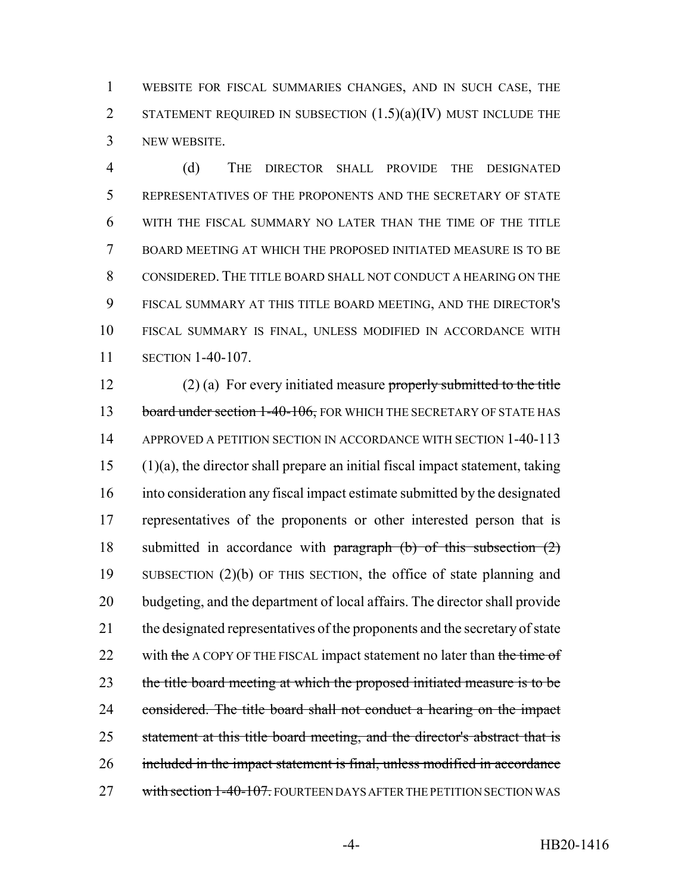1 WEBSITE FOR FISCAL SUMMARIES CHANGES, AND IN SUCH CASE, THE
2 STATEMENT REQUIRED IN SUBSECTION (1.5)(a)(IV) MUST INCLUDE THE
3 NEW WEBSITE.

4 (d) THE DIRECTOR SHALL PROVIDE THE DESIGNATED
5 REPRESENTATIVES OF THE PROPONENTS AND THE SECRETARY OF STATE
6 WITH THE FISCAL SUMMARY NO LATER THAN THE TIME OF THE TITLE
7 BOARD MEETING AT WHICH THE PROPOSED INITIATED MEASURE IS TO BE
8 CONSIDERED. THE TITLE BOARD SHALL NOT CONDUCT A HEARING ON THE
9 FISCAL SUMMARY AT THIS TITLE BOARD MEETING, AND THE DIRECTOR'S
10 FISCAL SUMMARY IS FINAL, UNLESS MODIFIED IN ACCORDANCE WITH
11 SECTION 1-40-107.

12 (2) (a) For every initiated measure ~~properly submitted to the title~~
13 ~~board under section 1-40-106,~~ FOR WHICH THE SECRETARY OF STATE HAS
14 APPROVED A PETITION SECTION IN ACCORDANCE WITH SECTION 1-40-113
15 (1)(a), the director shall prepare an initial fiscal impact statement, taking
16 into consideration any fiscal impact estimate submitted by the designated
17 representatives of the proponents or other interested person that is
18 submitted in accordance with ~~paragraph (b) of this subsection (2)~~
19 SUBSECTION (2)(b) OF THIS SECTION, the office of state planning and
20 budgeting, and the department of local affairs. The director shall provide
21 the designated representatives of the proponents and the secretary of state
22 with ~~the~~ A COPY OF THE FISCAL impact statement no later than ~~the time of~~
23 ~~the title board meeting at which the proposed initiated measure is to be~~
24 ~~considered. The title board shall not conduct a hearing on the impact~~
25 ~~statement at this title board meeting, and the director's abstract that is~~
26 ~~included in the impact statement is final, unless modified in accordance~~
27 ~~with section 1-40-107.~~ FOURTEEN DAYS AFTER THE PETITION SECTION WAS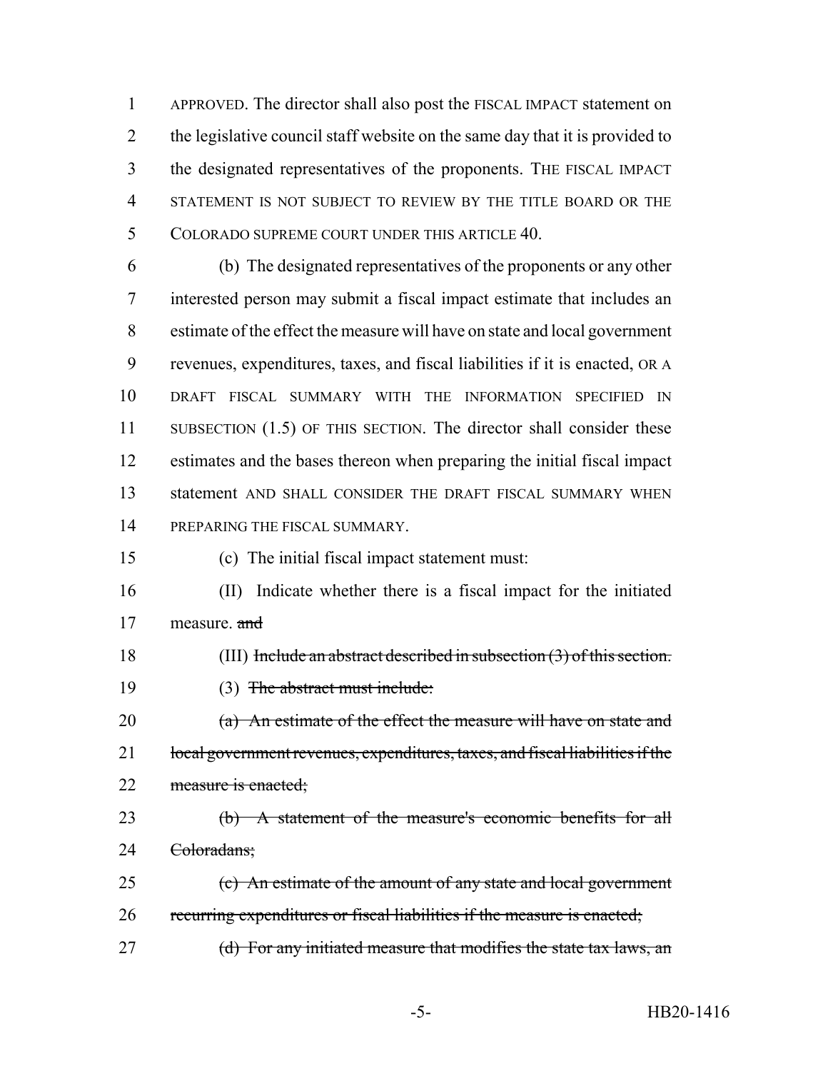APPROVED. The director shall also post the FISCAL IMPACT statement on the legislative council staff website on the same day that it is provided to the designated representatives of the proponents. THE FISCAL IMPACT STATEMENT IS NOT SUBJECT TO REVIEW BY THE TITLE BOARD OR THE COLORADO SUPREME COURT UNDER THIS ARTICLE 40.

(b) The designated representatives of the proponents or any other interested person may submit a fiscal impact estimate that includes an estimate of the effect the measure will have on state and local government revenues, expenditures, taxes, and fiscal liabilities if it is enacted, OR A DRAFT FISCAL SUMMARY WITH THE INFORMATION SPECIFIED IN SUBSECTION (1.5) OF THIS SECTION. The director shall consider these estimates and the bases thereon when preparing the initial fiscal impact statement AND SHALL CONSIDER THE DRAFT FISCAL SUMMARY WHEN PREPARING THE FISCAL SUMMARY.

(c) The initial fiscal impact statement must:

(II) Indicate whether there is a fiscal impact for the initiated measure. ~~and~~

(III) ~~Include an abstract described in subsection (3) of this section.~~

(3) ~~The abstract must include:~~

~~(a) An estimate of the effect the measure will have on state and local government revenues, expenditures, taxes, and fiscal liabilities if the measure is enacted;~~

~~(b) A statement of the measure's economic benefits for all Coloradans;~~

~~(c) An estimate of the amount of any state and local government recurring expenditures or fiscal liabilities if the measure is enacted;~~

~~(d) For any initiated measure that modifies the state tax laws, an~~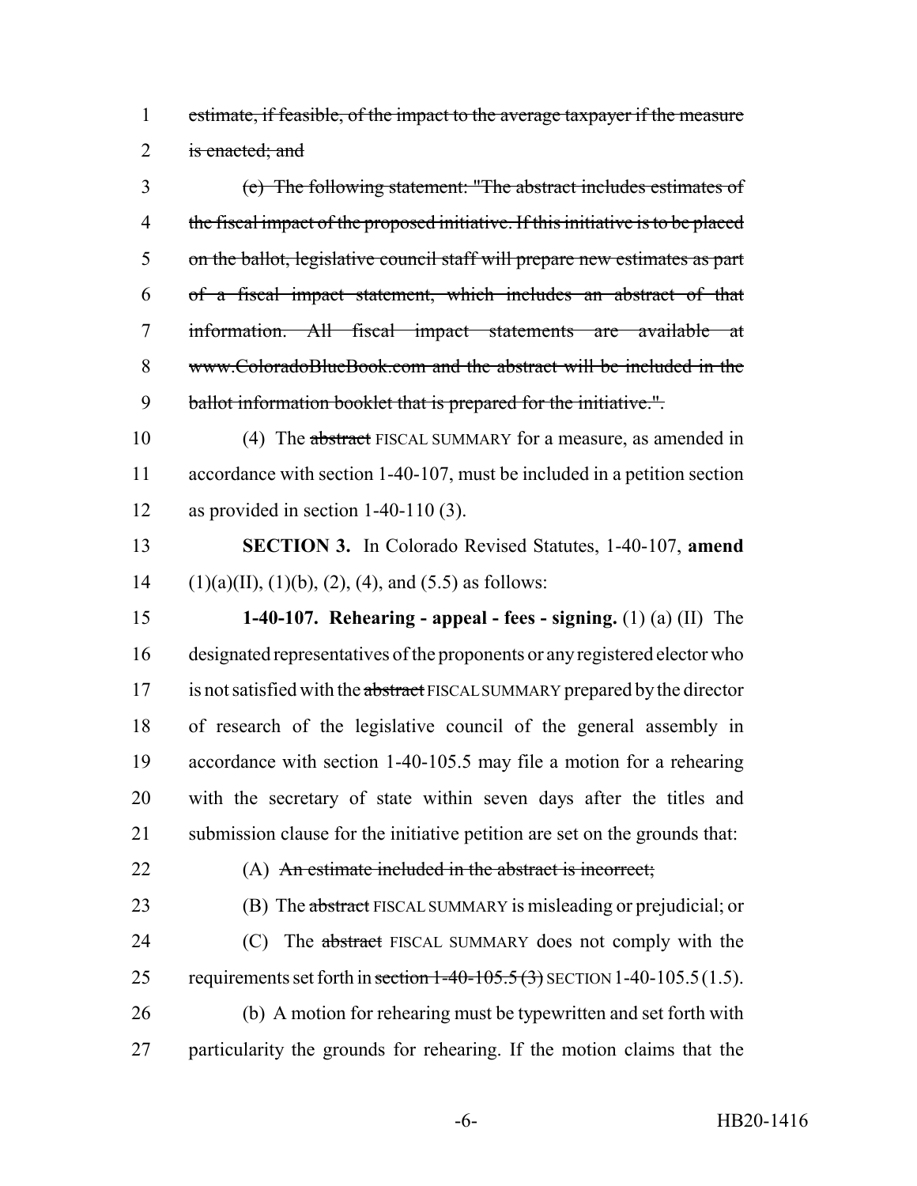1 ~~estimate, if feasible, of the impact to the average taxpayer if the measure~~
2 ~~is enacted; and~~

3 ~~(c) The following statement: "The abstract includes estimates of~~
4 ~~the fiscal impact of the proposed initiative. If this initiative is to be placed~~
5 ~~on the ballot, legislative council staff will prepare new estimates as part~~
6 ~~of a fiscal impact statement, which includes an abstract of that~~
7 ~~information. All fiscal impact statements are available at~~
8 ~~www.ColoradoBlueBook.com and the abstract will be included in the~~
9 ~~ballot information booklet that is prepared for the initiative.".~~

10 (4) The ~~abstract~~ FISCAL SUMMARY for a measure, as amended in
11 accordance with section 1-40-107, must be included in a petition section
12 as provided in section 1-40-110 (3).

13 **SECTION 3.** In Colorado Revised Statutes, 1-40-107, **amend**
14 (1)(a)(II), (1)(b), (2), (4), and (5.5) as follows:

15 **1-40-107. Rehearing - appeal - fees - signing.** (1) (a) (II) The
16 designated representatives of the proponents or any registered elector who
17 is not satisfied with the ~~abstract~~ FISCAL SUMMARY prepared by the director
18 of research of the legislative council of the general assembly in
19 accordance with section 1-40-105.5 may file a motion for a rehearing
20 with the secretary of state within seven days after the titles and
21 submission clause for the initiative petition are set on the grounds that:

22 (A) ~~An estimate included in the abstract is incorrect;~~

23 (B) The ~~abstract~~ FISCAL SUMMARY is misleading or prejudicial; or

24 (C) The ~~abstract~~ FISCAL SUMMARY does not comply with the
25 requirements set forth in ~~section 1-40-105.5 (3)~~ SECTION 1-40-105.5 (1.5).

26 (b) A motion for rehearing must be typewritten and set forth with
27 particularity the grounds for rehearing. If the motion claims that the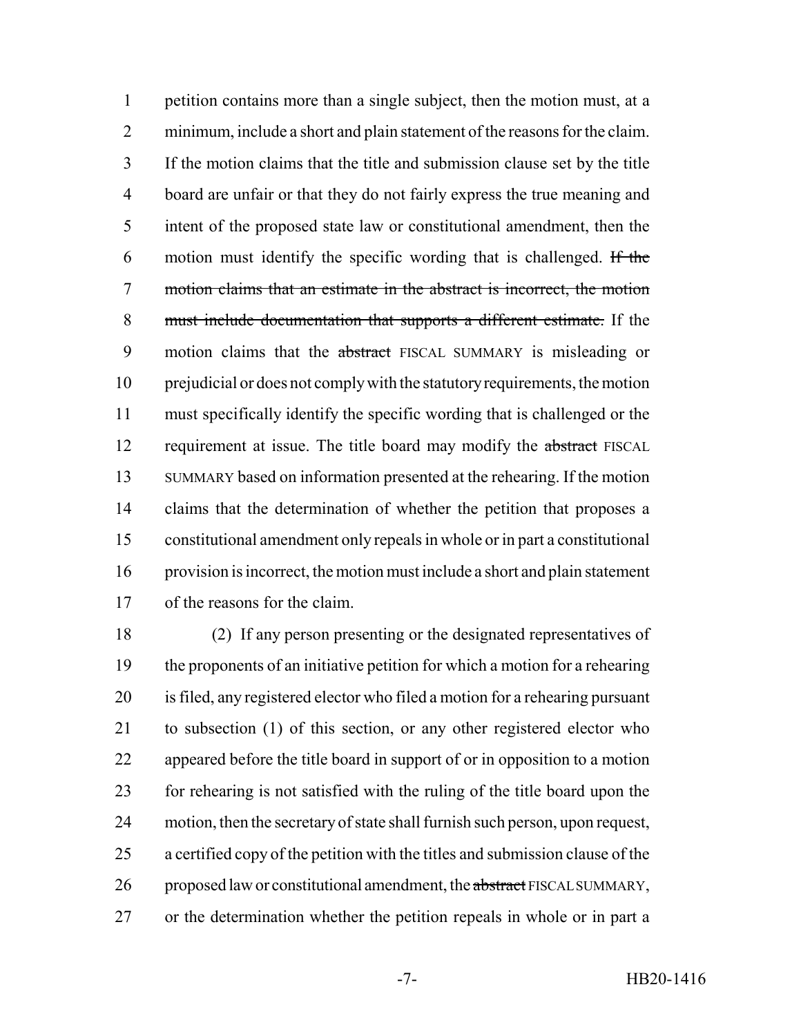petition contains more than a single subject, then the motion must, at a minimum, include a short and plain statement of the reasons for the claim. If the motion claims that the title and submission clause set by the title board are unfair or that they do not fairly express the true meaning and intent of the proposed state law or constitutional amendment, then the motion must identify the specific wording that is challenged. ~~If the motion claims that an estimate in the abstract is incorrect, the motion must include documentation that supports a different estimate.~~ If the motion claims that the ~~abstract~~ FISCAL SUMMARY is misleading or prejudicial or does not comply with the statutory requirements, the motion must specifically identify the specific wording that is challenged or the requirement at issue. The title board may modify the ~~abstract~~ FISCAL SUMMARY based on information presented at the rehearing. If the motion claims that the determination of whether the petition that proposes a constitutional amendment only repeals in whole or in part a constitutional provision is incorrect, the motion must include a short and plain statement of the reasons for the claim.

(2) If any person presenting or the designated representatives of the proponents of an initiative petition for which a motion for a rehearing is filed, any registered elector who filed a motion for a rehearing pursuant to subsection (1) of this section, or any other registered elector who appeared before the title board in support of or in opposition to a motion for rehearing is not satisfied with the ruling of the title board upon the motion, then the secretary of state shall furnish such person, upon request, a certified copy of the petition with the titles and submission clause of the proposed law or constitutional amendment, the ~~abstract~~ FISCAL SUMMARY, or the determination whether the petition repeals in whole or in part a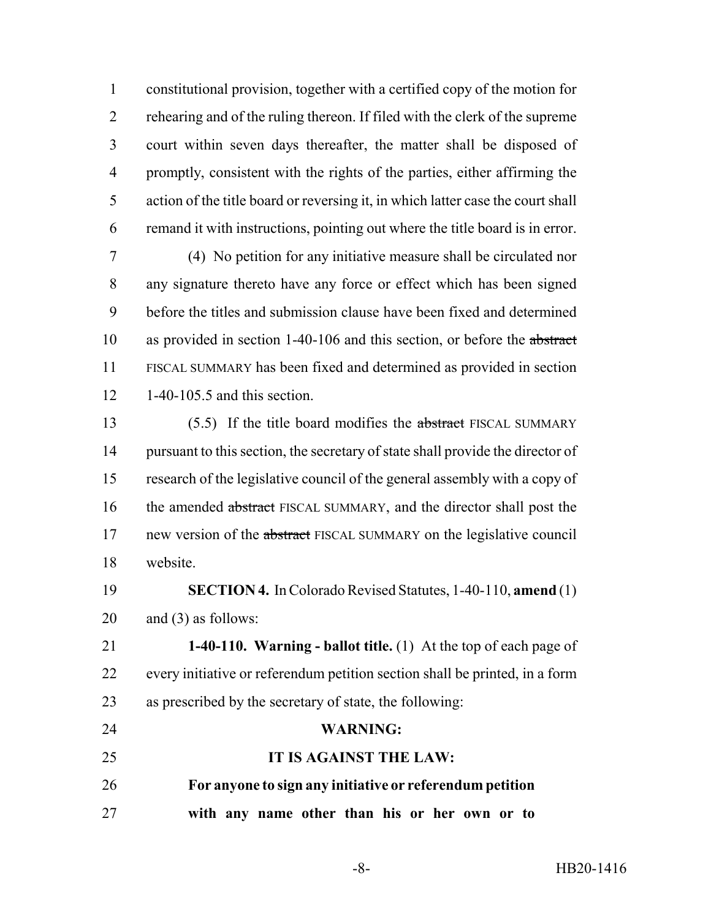constitutional provision, together with a certified copy of the motion for rehearing and of the ruling thereon. If filed with the clerk of the supreme court within seven days thereafter, the matter shall be disposed of promptly, consistent with the rights of the parties, either affirming the action of the title board or reversing it, in which latter case the court shall remand it with instructions, pointing out where the title board is in error.

(4) No petition for any initiative measure shall be circulated nor any signature thereto have any force or effect which has been signed before the titles and submission clause have been fixed and determined as provided in section 1-40-106 and this section, or before the ~~abstract~~ FISCAL SUMMARY has been fixed and determined as provided in section 1-40-105.5 and this section.

(5.5) If the title board modifies the ~~abstract~~ FISCAL SUMMARY pursuant to this section, the secretary of state shall provide the director of research of the legislative council of the general assembly with a copy of the amended ~~abstract~~ FISCAL SUMMARY, and the director shall post the new version of the ~~abstract~~ FISCAL SUMMARY on the legislative council website.

**SECTION 4.** In Colorado Revised Statutes, 1-40-110, **amend** (1) and (3) as follows:

**1-40-110. Warning - ballot title.** (1) At the top of each page of every initiative or referendum petition section shall be printed, in a form as prescribed by the secretary of state, the following:

**WARNING:**

**IT IS AGAINST THE LAW:**

**For anyone to sign any initiative or referendum petition with any name other than his or her own or to**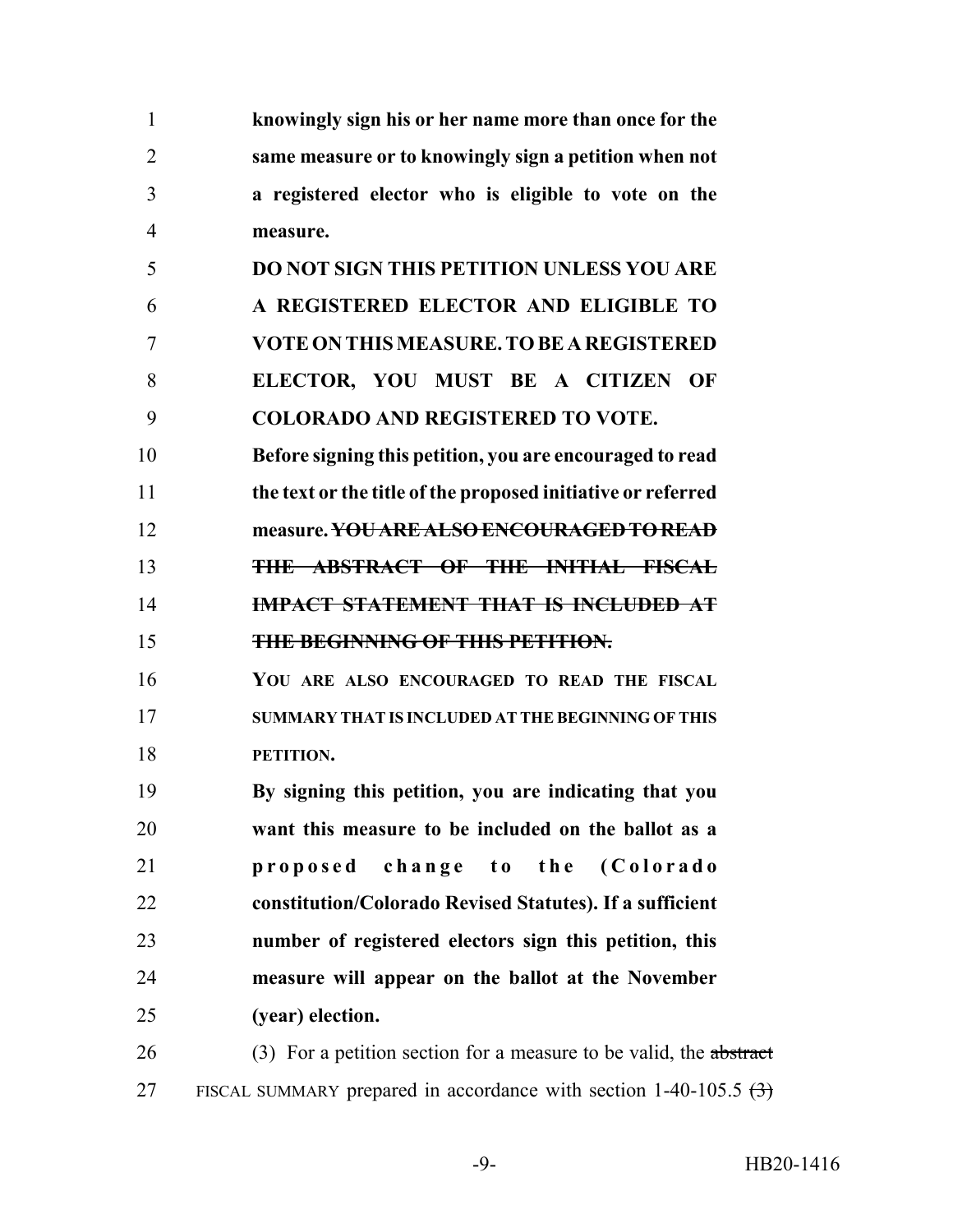**knowingly sign his or her name more than once for the same measure or to knowingly sign a petition when not a registered elector who is eligible to vote on the measure.**

**DO NOT SIGN THIS PETITION UNLESS YOU ARE A REGISTERED ELECTOR AND ELIGIBLE TO VOTE ON THIS MEASURE. TO BE A REGISTERED ELECTOR, YOU MUST BE A CITIZEN OF COLORADO AND REGISTERED TO VOTE.**

**Before signing this petition, you are encouraged to read the text or the title of the proposed initiative or referred measure.** ~~**YOU ARE ALSO ENCOURAGED TO READ THE ABSTRACT OF THE INITIAL FISCAL IMPACT STATEMENT THAT IS INCLUDED AT THE BEGINNING OF THIS PETITION.**~~

**YOU ARE ALSO ENCOURAGED TO READ THE FISCAL SUMMARY THAT IS INCLUDED AT THE BEGINNING OF THIS PETITION.**

**By signing this petition, you are indicating that you want this measure to be included on the ballot as a proposed change to the (Colorado constitution/Colorado Revised Statutes). If a sufficient number of registered electors sign this petition, this measure will appear on the ballot at the November (year) election.**

(3) For a petition section for a measure to be valid, the ~~abstract~~ FISCAL SUMMARY prepared in accordance with section 1-40-105.5 ~~(3)~~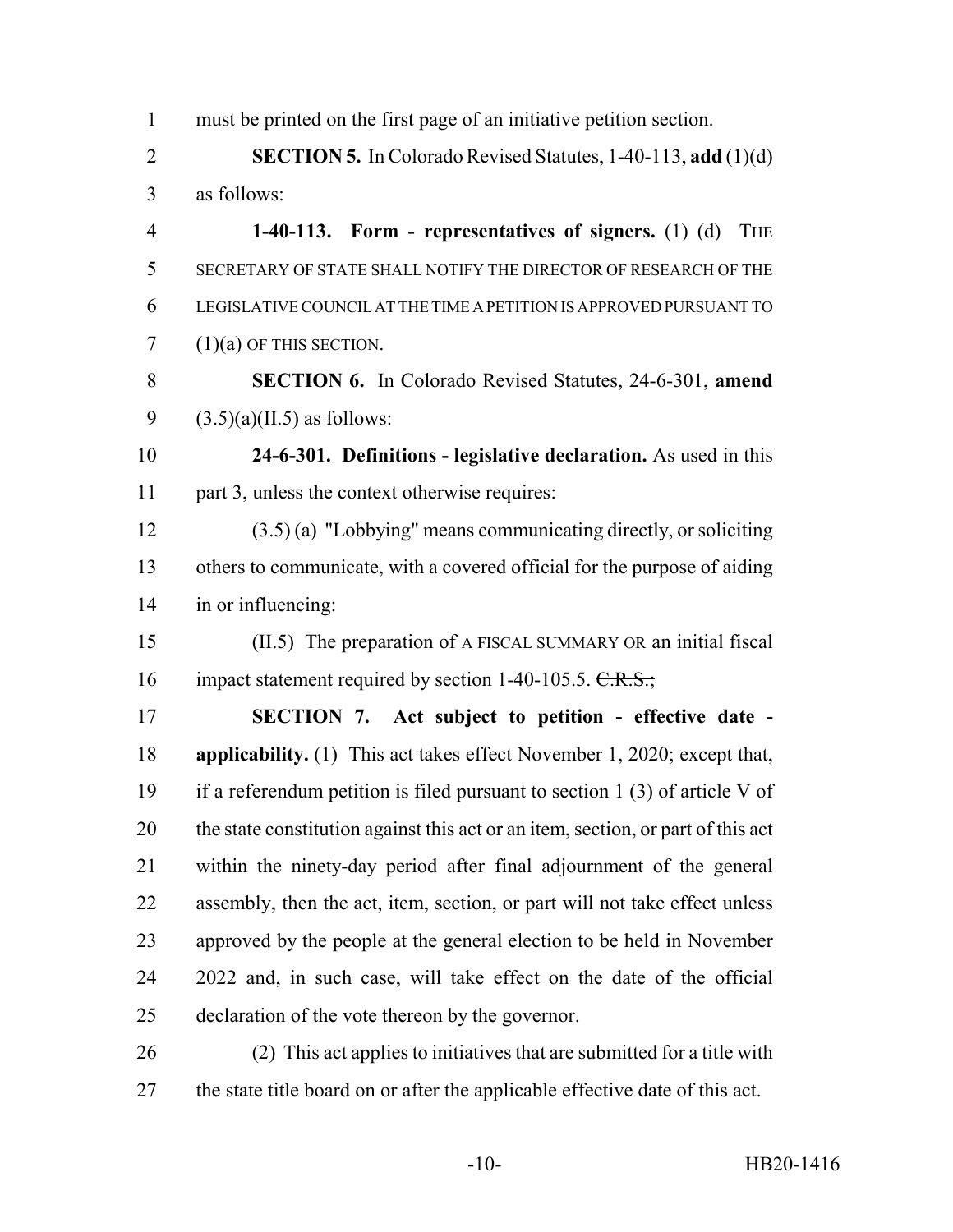must be printed on the first page of an initiative petition section.

**SECTION 5.** In Colorado Revised Statutes, 1-40-113, **add** (1)(d) as follows:

**1-40-113. Form - representatives of signers.** (1) (d) THE SECRETARY OF STATE SHALL NOTIFY THE DIRECTOR OF RESEARCH OF THE LEGISLATIVE COUNCIL AT THE TIME A PETITION IS APPROVED PURSUANT TO (1)(a) OF THIS SECTION.

**SECTION 6.** In Colorado Revised Statutes, 24-6-301, **amend** (3.5)(a)(II.5) as follows:

**24-6-301. Definitions - legislative declaration.** As used in this part 3, unless the context otherwise requires:

(3.5) (a) "Lobbying" means communicating directly, or soliciting others to communicate, with a covered official for the purpose of aiding in or influencing:

(II.5) The preparation of A FISCAL SUMMARY OR an initial fiscal impact statement required by section 1-40-105.5. ~~C.R.S.;~~

**SECTION 7. Act subject to petition - effective date - applicability.** (1) This act takes effect November 1, 2020; except that, if a referendum petition is filed pursuant to section 1 (3) of article V of the state constitution against this act or an item, section, or part of this act within the ninety-day period after final adjournment of the general assembly, then the act, item, section, or part will not take effect unless approved by the people at the general election to be held in November 2022 and, in such case, will take effect on the date of the official declaration of the vote thereon by the governor.

(2) This act applies to initiatives that are submitted for a title with the state title board on or after the applicable effective date of this act.